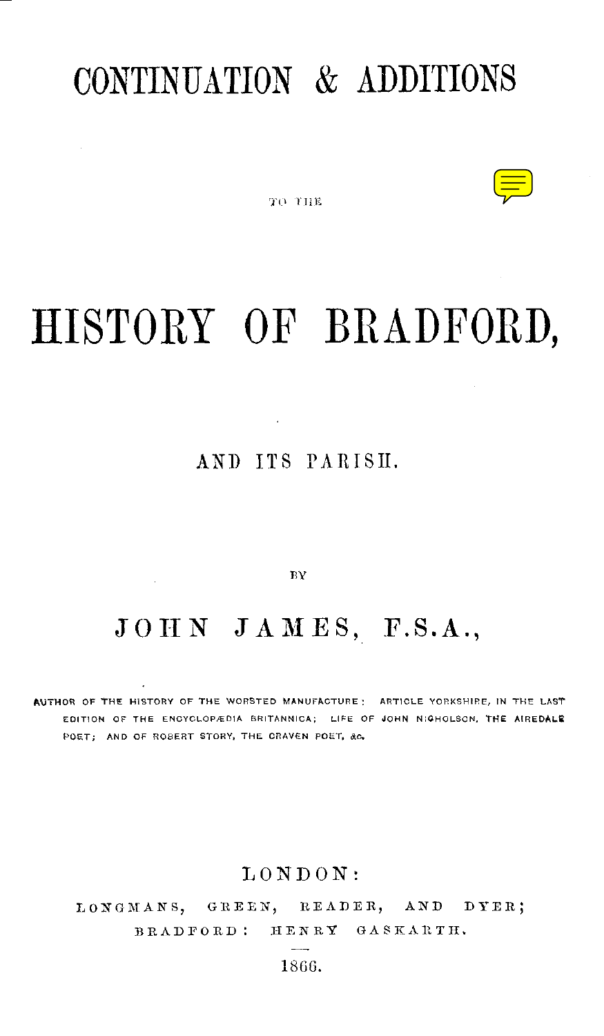# CONTINUATION & ADDITIONS

TO THE

# HISTORY OF BRADFORD,

## AND ITS PARISH.

BY

## JOHN JAMES, F.S.A.,

AUTHOR OF THE HISTORY OF THE WORSTED MANUFACTURE: ARTICLE YORKSHIRE, IN THE LAST EDITION OF THE ENCYCLOPÆDIA BRITANNICA; LIFE OF JOHN NICHOLSON, THE AIREDALE POET; AND OF ROBERT STORY, THE CRAVEN POET, &c.

LONDON:

LONGMANS, GREEN, READER, AND DYER;

BRADFORD: HENRY GASKARTH.

1866.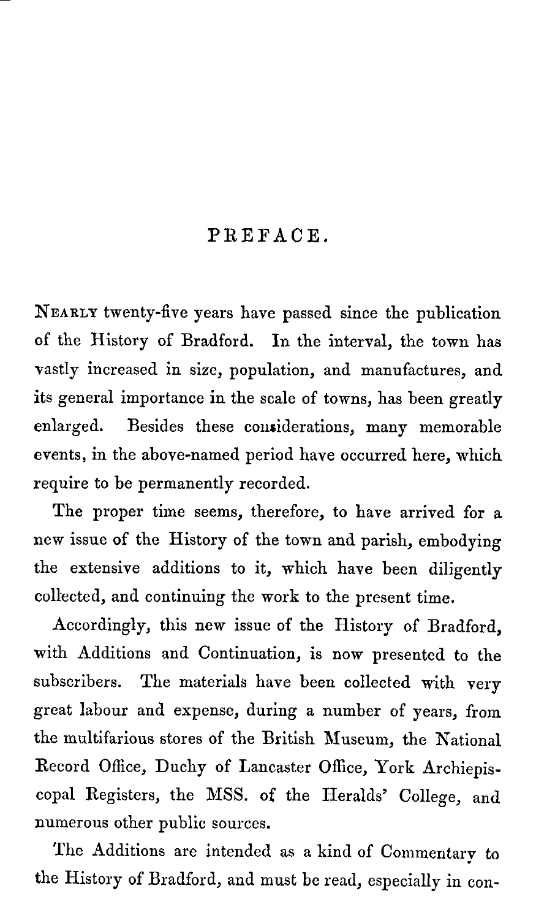# PREFACE.

Nearly twenty-five years have passed since the publication of the History of Bradford. In the interval, the town has vastly increased in size, population, and manufactures, and its general importance in the scale of towns, has been greatly enlarged. Besides these considerations, many memorable events, in the above-named period have occurred here, which require to be permanently recorded.

The proper time seems, therefore, to have arrived for a new issue of the History of the town and parish, embodying the extensive additions to it, which have been diligently collected, and continuing the work to the present time.

Accordingly, this new issue of the History of Bradford, with Additions and Continuation, is now presented to the subscribers. The materials have been collected with very great labour and expense, during a number of years, from the multifarious stores of the British Museum, the National Record Office, Duchy of Lancaster Office, York Archiepiscopal Registers, the MSS. of the Heralds' College, and numerous other public sources.

The Additions are intended as a kind of Commentary to the History of Bradford, and must be read, especially in con-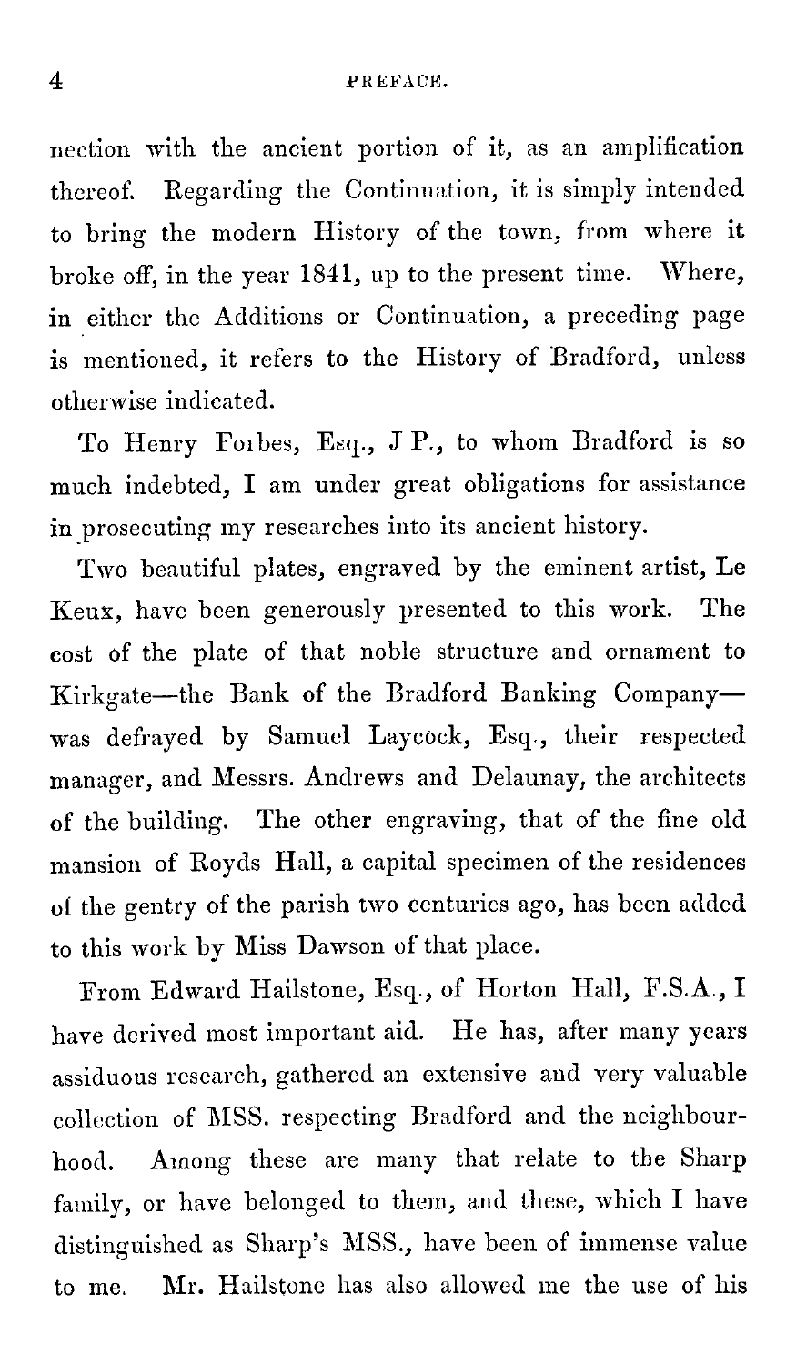nection with the ancient portion of it, as an amplification thereof. Regarding the Continuation, it is simply intended to bring the modern History of the town, from where it broke off, in the year 1841, up to the present time. Where, in either the Additions or Continuation, a preceding page is mentioned, it refers to the History of Bradford, unless otherwise indicated.

To Henry Forbes, Esq., J P., to whom Bradford is so much indebted, I am under great obligations for assistance in prosecuting my researches into its ancient history.

Two beautiful plates, engraved by the eminent artist, Le Keux, have been generously presented to this work. The cost of the plate of that noble structure and ornament to Kirkgate—the Bank of the Bradford Banking Company—was defrayed by Samuel Laycock, Esq., their respected manager, and Messrs. Andrews and Delaunay, the architects of the building. The other engraving, that of the fine old mansion of Royds Hall, a capital specimen of the residences of the gentry of the parish two centuries ago, has been added to this work by Miss Dawson of that place.

From Edward Hailstone, Esq., of Horton Hall, F.S.A., I have derived most important aid. He has, after many years assiduous research, gathered an extensive and very valuable collection of MSS. respecting Bradford and the neighbourhood. Among these are many that relate to the Sharp family, or have belonged to them, and these, which I have distinguished as Sharp's MSS., have been of immense value to me. Mr. Hailstone has also allowed me the use of his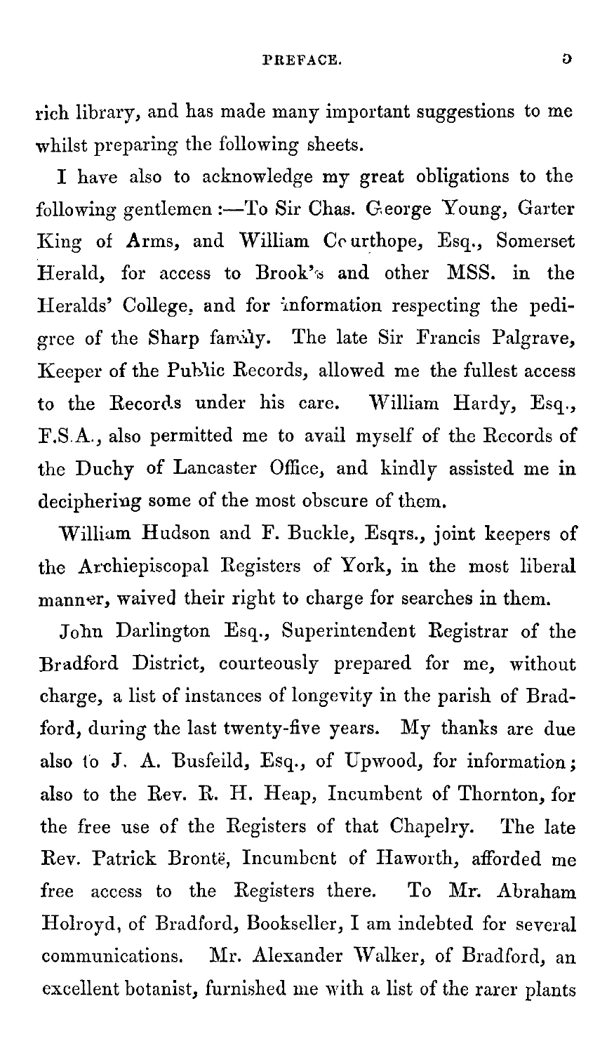rich library, and has made many important suggestions to me whilst preparing the following sheets.

I have also to acknowledge my great obligations to the following gentlemen :—To Sir Chas. George Young, Garter King of Arms, and William Courthope, Esq., Somerset Herald, for access to Brook's and other MSS. in the Heralds' College, and for information respecting the pedigree of the Sharp family. The late Sir Francis Palgrave, Keeper of the Public Records, allowed me the fullest access to the Records under his care. William Hardy, Esq., F.S.A., also permitted me to avail myself of the Records of the Duchy of Lancaster Office, and kindly assisted me in deciphering some of the most obscure of them.

William Hudson and F. Buckle, Esqrs., joint keepers of the Archiepiscopal Registers of York, in the most liberal manner, waived their right to charge for searches in them.

John Darlington Esq., Superintendent Registrar of the Bradford District, courteously prepared for me, without charge, a list of instances of longevity in the parish of Bradford, during the last twenty-five years. My thanks are due also to J. A. Busfeild, Esq., of Upwood, for information; also to the Rev. R. H. Heap, Incumbent of Thornton, for the free use of the Registers of that Chapelry. The late Rev. Patrick Brontë, Incumbent of Haworth, afforded me free access to the Registers there. To Mr. Abraham Holroyd, of Bradford, Bookseller, I am indebted for several communications. Mr. Alexander Walker, of Bradford, an excellent botanist, furnished me with a list of the rarer plants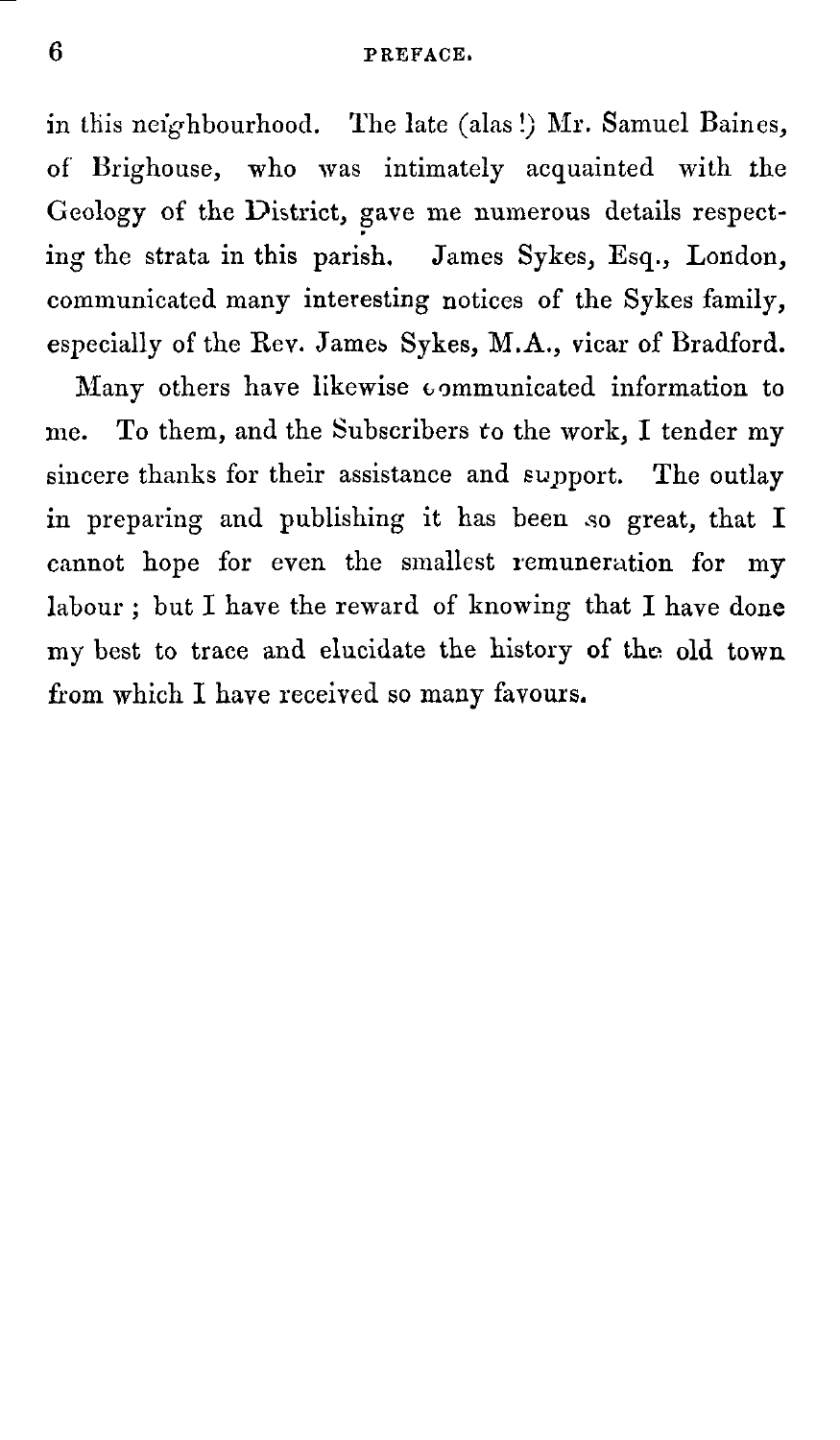in this neighbourhood. The late (alas !) Mr. Samuel Baines, of Brighouse, who was intimately acquainted with the Geology of the District, gave me numerous details respecting the strata in this parish. James Sykes, Esq., London, communicated many interesting notices of the Sykes family, especially of the Rev. James Sykes, M.A., vicar of Bradford.

Many others have likewise communicated information to me. To them, and the Subscribers to the work, I tender my sincere thanks for their assistance and support. The outlay in preparing and publishing it has been so great, that I cannot hope for even the smallest remuneration for my labour ; but I have the reward of knowing that I have done my best to trace and elucidate the history of the old town from which I have received so many favours.